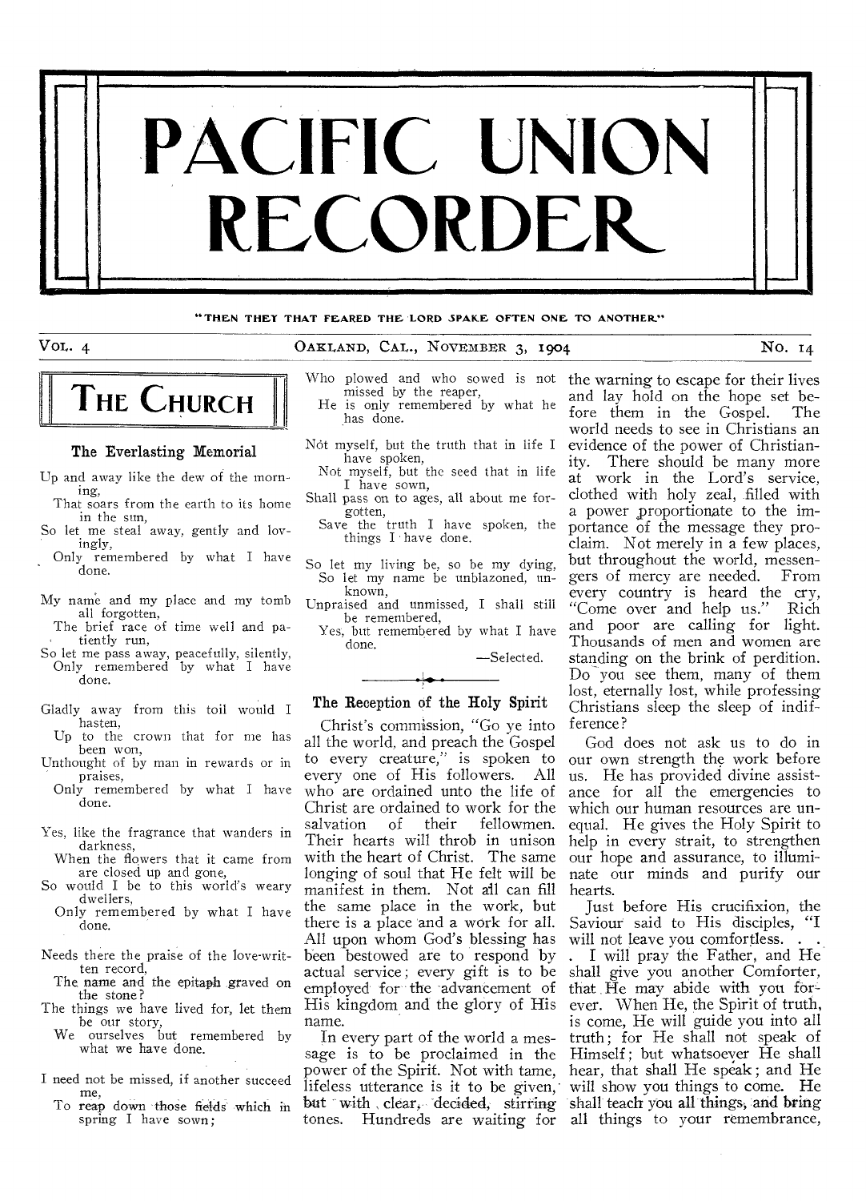# PACIFIC UNION RECORDER

"THEN THEY THAT FEARED THE LORD SPAKE OFTEN ONE TO ANOTHER."

VOL. 4 — OAKLAND, CAL., NOVEMBER 3, 1904 — NO. 14

## THE CHURCH

### The Everlasting Memorial

Up and away like the dew of the morning,
  That soars from the earth to its home in the sun,
So let me steal away, gently and lovingly,
  Only remembered by what I have done.

My name and my place and my tomb all forgotten,
  The brief race of time well and patiently run,
So let me pass away, peacefully, silently,
  Only remembered by what I have done.

Gladly away from this toil would I hasten,
  Up to the crown that for me has been won,
Unthought of by man in rewards or in praises,
  Only remembered by what I have done.

Yes, like the fragrance that wanders in darkness,
  When the flowers that it came from are closed up and gone,
So would I be to this world's weary dwellers,
  Only remembered by what I have done.

Needs there the praise of the love-written record,
  The name and the epitaph graved on the stone?
The things we have lived for, let them be our story,
  We ourselves but remembered by what we have done.

I need not be missed, if another succeed me,
  To reap down those fields which in spring I have sown;
Who plowed and who sowed is not missed by the reaper,
  He is only remembered by what he has done.

Not myself, but the truth that in life I have spoken,
  Not myself, but the seed that in life I have sown,
Shall pass on to ages, all about me forgotten,
  Save the truth I have spoken, the things I have done.

So let my living be, so be my dying,
  So let my name be unblazoned, unknown,
Unpraised and unmissed, I shall still be remembered,
  Yes, but remembered by what I have done.

—Selected.

### The Reception of the Holy Spirit

Christ's commission, "Go ye into all the world, and preach the Gospel to every creature," is spoken to every one of His followers. All who are ordained unto the life of Christ are ordained to work for the salvation of their fellowmen. Their hearts will throb in unison with the heart of Christ. The same longing of soul that He felt will be manifest in them. Not all can fill the same place in the work, but there is a place and a work for all. All upon whom God's blessing has been bestowed are to respond by actual service; every gift is to be employed for the advancement of His kingdom and the glory of His name.

In every part of the world a message is to be proclaimed in the power of the Spirit. Not with tame, lifeless utterance is it to be given, but with clear, decided, stirring tones. Hundreds are waiting for the warning to escape for their lives and lay hold on the hope set before them in the Gospel. The world needs to see in Christians an evidence of the power of Christianity. There should be many more at work in the Lord's service, clothed with holy zeal, filled with a power proportionate to the importance of the message they proclaim. Not merely in a few places, but throughout the world, messengers of mercy are needed. From every country is heard the cry, "Come over and help us." Rich and poor are calling for light. Thousands of men and women are standing on the brink of perdition. Do you see them, many of them lost, eternally lost, while professing Christians sleep the sleep of indifference?

God does not ask us to do in our own strength the work before us. He has provided divine assistance for all the emergencies to which our human resources are unequal. He gives the Holy Spirit to help in every strait, to strengthen our hope and assurance, to illuminate our minds and purify our hearts.

Just before His crucifixion, the Saviour said to His disciples, "I will not leave you comfortless. . . . I will pray the Father, and He shall give you another Comforter, that He may abide with you forever. When He, the Spirit of truth, is come, He will guide you into all truth; for He shall not speak of Himself; but whatsoever He shall hear, that shall He speak; and He will show you things to come. He shall teach you all things, and bring all things to your remembrance,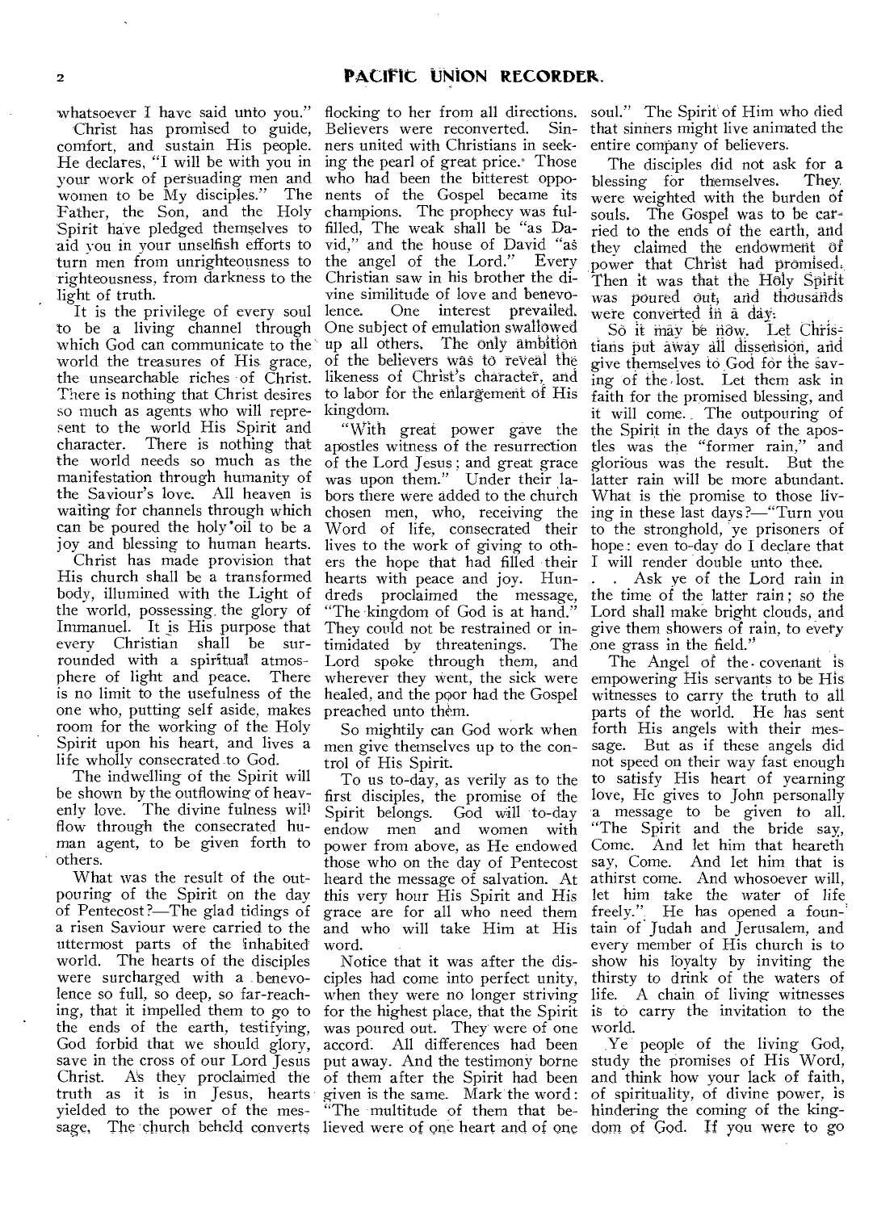whatsoever I have said unto you."

Christ has promised to guide, comfort, and sustain His people. He declares, "I will be with you in your work of persuading men and women to be My disciples." The Father, the Son, and the Holy Spirit have pledged themselves to aid you in your unselfish efforts to turn men from unrighteousness to righteousness, from darkness to the light of truth.

It is the privilege of every soul to be a living channel through which God can communicate to the world the treasures of His grace, the unsearchable riches of Christ. There is nothing that Christ desires so much as agents who will represent to the world His Spirit and character. There is nothing that the world needs so much as the manifestation through humanity of the Saviour's love. All heaven is waiting for channels through which can be poured the holy oil to be a joy and blessing to human hearts.

Christ has made provision that His church shall be a transformed body, illumined with the Light of the world, possessing the glory of Immanuel. It is His purpose that every Christian shall be surrounded with a spiritual atmosphere of light and peace. There is no limit to the usefulness of the one who, putting self aside, makes room for the working of the Holy Spirit upon his heart, and lives a life wholly consecrated to God.

The indwelling of the Spirit will be shown by the outflowing of heavenly love. The divine fulness will flow through the consecrated human agent, to be given forth to others.

What was the result of the outpouring of the Spirit on the day of Pentecost?—The glad tidings of a risen Saviour were carried to the uttermost parts of the inhabited world. The hearts of the disciples were surcharged with a benevolence so full, so deep, so far-reaching, that it impelled them to go to the ends of the earth, testifying, God forbid that we should glory, save in the cross of our Lord Jesus Christ. As they proclaimed the truth as it is in Jesus, hearts yielded to the power of the message. The church beheld converts flocking to her from all directions. Believers were reconverted. Sinners united with Christians in seeking the pearl of great price. Those who had been the bitterest opponents of the Gospel became its champions. The prophecy was fulfilled, The weak shall be "as David," and the house of David "as the angel of the Lord." Every Christian saw in his brother the divine similitude of love and benevolence. One interest prevailed. One subject of emulation swallowed up all others. The only ambition of the believers was to reveal the likeness of Christ's character, and to labor for the enlargement of His kingdom.

"With great power gave the apostles witness of the resurrection of the Lord Jesus; and great grace was upon them." Under their labors there were added to the church chosen men, who, receiving the Word of life, consecrated their lives to the work of giving to others the hope that had filled their hearts with peace and joy. Hundreds proclaimed the message, "The kingdom of God is at hand." They could not be restrained or intimidated by threatenings. The Lord spoke through them, and wherever they went, the sick were healed, and the poor had the Gospel preached unto them.

So mightily can God work when men give themselves up to the control of His Spirit.

To us to-day, as verily as to the first disciples, the promise of the Spirit belongs. God will to-day endow men and women with power from above, as He endowed those who on the day of Pentecost heard the message of salvation. At this very hour His Spirit and His grace are for all who need them and who will take Him at His word.

Notice that it was after the disciples had come into perfect unity, when they were no longer striving for the highest place, that the Spirit was poured out. They were of one accord. All differences had been put away. And the testimony borne of them after the Spirit had been given is the same. Mark the word: "The multitude of them that believed were of one heart and of one soul." The Spirit of Him who died that sinners might live animated the entire company of believers.

The disciples did not ask for a blessing for themselves. They were weighted with the burden of souls. The Gospel was to be carried to the ends of the earth, and they claimed the endowment of power that Christ had promised. Then it was that the Holy Spirit was poured out, and thousands were converted in a day.

So it may be now. Let Christians put away all dissension, and give themselves to God for the saving of the lost. Let them ask in faith for the promised blessing, and it will come. The outpouring of the Spirit in the days of the apostles was the "former rain," and glorious was the result. But the latter rain will be more abundant. What is the promise to those living in these last days?—"Turn you to the stronghold, ye prisoners of hope: even to-day do I declare that I will render double unto thee. . . Ask ye of the Lord rain in the time of the latter rain; so the Lord shall make bright clouds, and give them showers of rain, to every one grass in the field."

The Angel of the covenant is empowering His servants to be His witnesses to carry the truth to all parts of the world. He has sent forth His angels with their message. But as if these angels did not speed on their way fast enough to satisfy His heart of yearning love, He gives to John personally a message to be given to all. "The Spirit and the bride say, Come. And let him that heareth say, Come. And let him that is athirst come. And whosoever will, let him take the water of life freely." He has opened a fountain of Judah and Jerusalem, and every member of His church is to show his loyalty by inviting the thirsty to drink of the waters of life. A chain of living witnesses is to carry the invitation to the world.

Ye people of the living God, study the promises of His Word, and think how your lack of faith, of spirituality, of divine power, is hindering the coming of the kingdom of God. If you were to go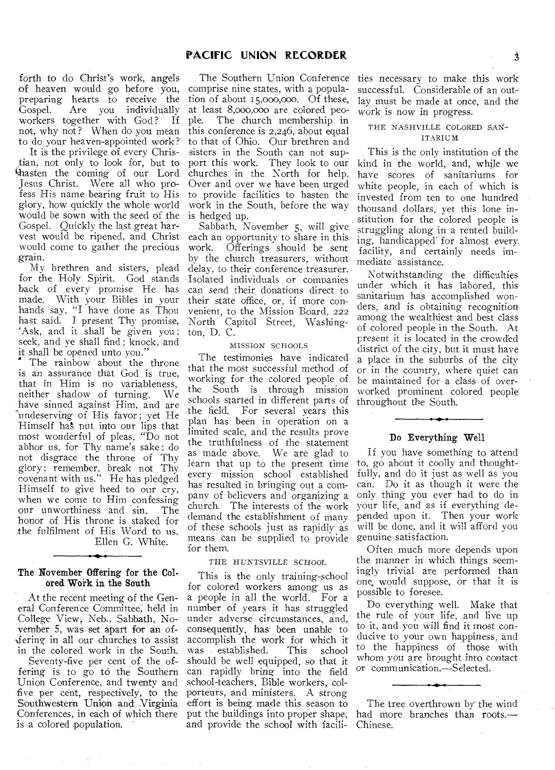forth to do Christ's work, angels of heaven would go before you, preparing hearts to receive the Gospel. Are you individually workers together with God? If not, why not? When do you mean to do your heaven-appointed work?

It is the privilege of every Christian, not only to look for, but to hasten the coming of our Lord Jesus Christ. Were all who profess His name bearing fruit to His glory, how quickly the whole world would be sown with the seed of the Gospel. Quickly the last great harvest would be ripened, and Christ would come to gather the precious grain.

My brethren and sisters, plead for the Holy Spirit. God stands back of every promise He has made. With your Bibles in your hands say, "I have done as Thou hast said. I present Thy promise, 'Ask, and it shall be given you; seek, and ye shall find; knock, and it shall be opened unto you."

The rainbow about the throne is an assurance that God is true, that in Him is no variableness, neither shadow of turning. We have sinned against Him, and are undeserving of His favor; yet He Himself has put into our lips that most wonderful of pleas, "Do not abhor us, for Thy name's sake; do not disgrace the throne of Thy glory; remember, break not Thy covenant with us." He has pledged Himself to give heed to our cry, when we come to Him confessing our unworthiness and sin. The honor of His throne is staked for the fulfilment of His Word to us.

Ellen G. White.

## The November Offering for the Colored Work in the South

At the recent meeting of the General Conference Committee, held in College View, Neb., Sabbath, November 5, was set apart for an offering in all our churches to assist in the colored work in the South.

Seventy-five per cent of the offering is to go to the Southern Union Conference, and twenty and five per cent, respectively, to the Southwestern Union and Virginia Conferences, in each of which there is a colored population.

The Southern Union Conference comprise nine states, with a population of about 15,000,000. Of these, at least 8,000,000 are colored people. The church membership in this conference is 2,246, about equal to that of Ohio. Our brethren and sisters in the South can not support this work. They look to our churches in the North for help. Over and over we have been urged to provide facilities to hasten the work in the South, before the way is hedged up.

Sabbath, November 5, will give each an opportunity to share in this work. Offerings should be sent by the church treasurers, without delay, to their conference treasurer. Isolated individuals or companies can send their donations direct to their state office, or, if more convenient, to the Mission Board, 222 North Capitol Street, Washington, D. C.

### MISSION SCHOOLS

The testimonies have indicated that the most successful method of working for the colored people of the South is through mission schools started in different parts of the field. For several years this plan has been in operation on a limited scale, and the results prove the truthfulness of the statement as made above. We are glad to learn that up to the present time every mission school established has resulted in bringing out a company of believers and organizing a church. The interests of the work demand the establishment of many of these schools just as rapidly as means can be supplied to provide for them.

### THE HUNTSVILLE SCHOOL

This is the only training-school for colored workers among us as a people in all the world. For a number of years it has struggled under adverse circumstances, and, consequently, has been unable to accomplish the work for which it was established. This school should be well equipped, so that it can rapidly bring into the field school-teachers, Bible workers, colporteurs, and ministers. A strong effort is being made this season to put the buildings into proper shape, and provide the school with facilities necessary to make this work successful. Considerable of an outlay must be made at once, and the work is now in progress.

### THE NASHVILLE COLORED SANITARIUM

This is the only institution of the kind in the world, and, while we have scores of sanitariums for white people, in each of which is invested from ten to one hundred thousand dollars, yet this lone institution for the colored people is struggling along in a rented building, handicapped for almost every facility, and certainly needs immediate assistance.

Notwithstanding the difficulties under which it has labored, this sanitarium has accomplished wonders, and is obtaining recognition among the wealthiest and best class of colored people in the South. At present it is located in the crowded district of the city, but it must have a place in the suburbs of the city or in the country, where quiet can be maintained for a class of overworked prominent colored people throughout the South.

## Do Everything Well

If you have something to attend to, go about it coolly and thoughtfully, and do it just as well as you can. Do it as though it were the only thing you ever had to do in your life, and as if everything depended upon it. Then your work will be done, and it will afford you genuine satisfaction.

Often much more depends upon the manner in which things seemingly trivial are performed than one would suppose, or that it is possible to foresee.

Do everything well. Make that the rule of your life, and live up to it, and you will find it most conducive to your own happiness, and to the happiness of those with whom you are brought into contact or communication.—Selected.

The tree overthrown by the wind had more branches than roots.—Chinese.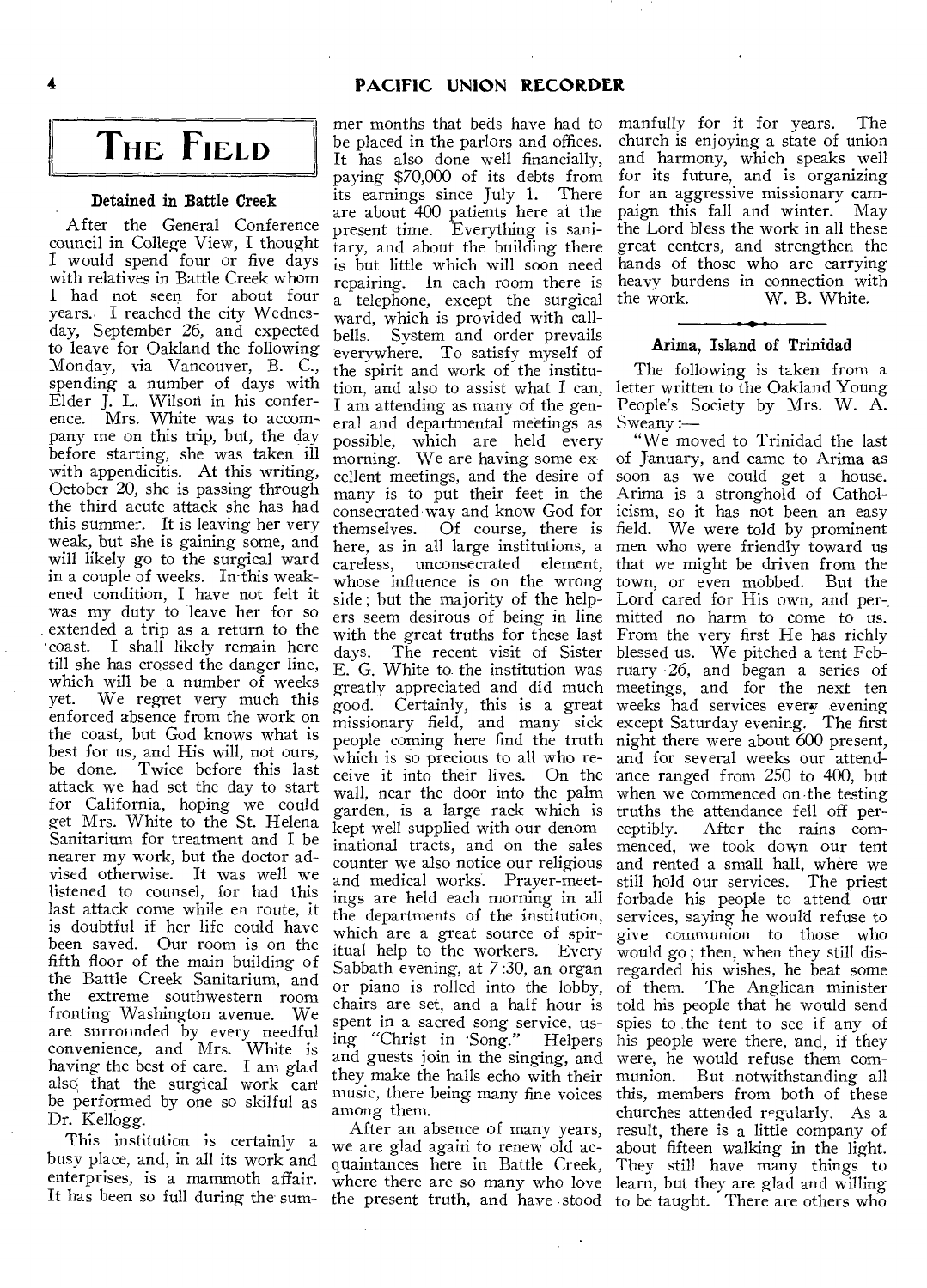# The Field

### Detained in Battle Creek

After the General Conference council in College View, I thought I would spend four or five days with relatives in Battle Creek whom I had not seen for about four years. I reached the city Wednesday, September 26, and expected to leave for Oakland the following Monday, via Vancouver, B. C., spending a number of days with Elder J. L. Wilson in his conference. Mrs. White was to accompany me on this trip, but, the day before starting, she was taken ill with appendicitis. At this writing, October 20, she is passing through the third acute attack she has had this summer. It is leaving her very weak, but she is gaining some, and will likely go to the surgical ward in a couple of weeks. In this weakened condition, I have not felt it was my duty to leave her for so extended a trip as a return to the coast. I shall likely remain here till she has crossed the danger line, which will be a number of weeks yet. We regret very much this enforced absence from the work on the coast, but God knows what is best for us, and His will, not ours, be done. Twice before this last attack we had set the day to start for California, hoping we could get Mrs. White to the St. Helena Sanitarium for treatment and I be nearer my work, but the doctor advised otherwise. It was well we listened to counsel, for had this last attack come while en route, it is doubtful if her life could have been saved. Our room is on the fifth floor of the main building of the Battle Creek Sanitarium, and the extreme southwestern room fronting Washington avenue. We are surrounded by every needful convenience, and Mrs. White is having the best of care. I am glad also that the surgical work can be performed by one so skilful as Dr. Kellogg.

This institution is certainly a busy place, and, in all its work and enterprises, is a mammoth affair. It has been so full during the summer months that beds have had to be placed in the parlors and offices. It has also done well financially, paying $70,000 of its debts from its earnings since July 1. There are about 400 patients here at the present time. Everything is sanitary, and about the building there is but little which will soon need repairing. In each room there is a telephone, except the surgical ward, which is provided with call-bells. System and order prevails everywhere. To satisfy myself of the spirit and work of the institution, and also to assist what I can, I am attending as many of the general and departmental meetings as possible, which are held every morning. We are having some excellent meetings, and the desire of many is to put their feet in the consecrated way and know God for themselves. Of course, there is here, as in all large institutions, a careless, unconsecrated element, whose influence is on the wrong side; but the majority of the helpers seem desirous of being in line with the great truths for these last days. The recent visit of Sister E. G. White to the institution was greatly appreciated and did much good. Certainly, this is a great missionary field, and many sick people coming here find the truth which is so precious to all who receive it into their lives. On the wall, near the door into the palm garden, is a large rack which is kept well supplied with our denominational tracts, and on the sales counter we also notice our religious and medical works. Prayer-meetings are held each morning in all the departments of the institution, which are a great source of spiritual help to the workers. Every Sabbath evening, at 7:30, an organ or piano is rolled into the lobby, chairs are set, and a half hour is spent in a sacred song service, using "Christ in Song." Helpers and guests join in the singing, and they make the halls echo with their music, there being many fine voices among them.

After an absence of many years, we are glad again to renew old acquaintances here in Battle Creek, where there are so many who love the present truth, and have stood manfully for it for years. The church is enjoying a state of union and harmony, which speaks well for its future, and is organizing for an aggressive missionary campaign this fall and winter. May the Lord bless the work in all these great centers, and strengthen the hands of those who are carrying heavy burdens in connection with the work.

W. B. White.

### Arima, Island of Trinidad

The following is taken from a letter written to the Oakland Young People's Society by Mrs. W. A. Sweany:—

"We moved to Trinidad the last of January, and came to Arima as soon as we could get a house. Arima is a stronghold of Catholicism, so it has not been an easy field. We were told by prominent men who were friendly toward us that we might be driven from the town, or even mobbed. But the Lord cared for His own, and permitted no harm to come to us. From the very first He has richly blessed us. We pitched a tent February 26, and began a series of meetings, and for the next ten weeks had services every evening except Saturday evening. The first night there were about 600 present, and for several weeks our attendance ranged from 250 to 400, but when we commenced on the testing truths the attendance fell off perceptibly. After the rains commenced, we took down our tent and rented a small hall, where we still hold our services. The priest forbade his people to attend our services, saying he would refuse to give communion to those who would go; then, when they still disregarded his wishes, he beat some of them. The Anglican minister told his people that he would send spies to the tent to see if any of his people were there, and, if they were, he would refuse them communion. But notwithstanding all this, members from both of these churches attended regularly. As a result, there is a little company of about fifteen walking in the light. They still have many things to learn, but they are glad and willing to be taught. There are others who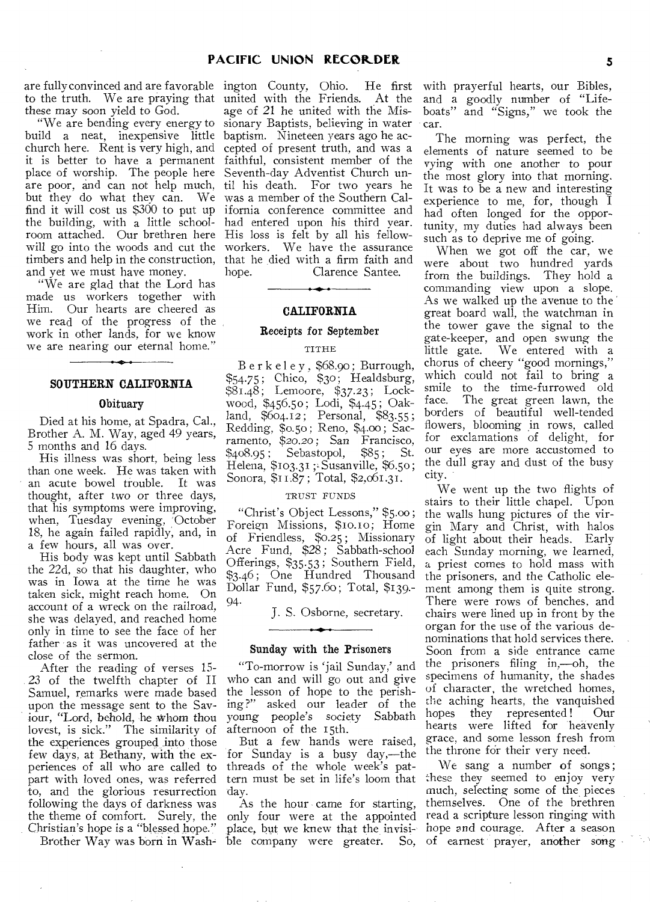are fully convinced and are favorable to the truth. We are praying that these may soon yield to God.

"We are bending every energy to build a neat, inexpensive little church here. Rent is very high, and it is better to have a permanent place of worship. The people here are poor, and can not help much, but they do what they can. We find it will cost us $300 to put up the building, with a little schoolroom attached. Our brethren here will go into the woods and cut the timbers and help in the construction, and yet we must have money.

"We are glad that the Lord has made us workers together with Him. Our hearts are cheered as we read of the progress of the work in other lands, for we know we are nearing our eternal home."

## SOUTHERN CALIFORNIA

### Obituary

Died at his home, at Spadra, Cal., Brother A. M. Way, aged 49 years, 5 months and 16 days.

His illness was short, being less than one week. He was taken with an acute bowel trouble. It was thought, after two or three days, that his symptoms were improving, when, Tuesday evening, October 18, he again failed rapidly, and, in a few hours, all was over.

His body was kept until Sabbath the 22d, so that his daughter, who was in Iowa at the time he was taken sick, might reach home. On account of a wreck on the railroad, she was delayed, and reached home only in time to see the face of her father as it was uncovered at the close of the sermon.

After the reading of verses 15-23 of the twelfth chapter of II Samuel, remarks were made based upon the message sent to the Saviour, "Lord, behold, he whom thou lovest, is sick." The similarity of the experiences grouped into those few days, at Bethany, with the experiences of all who are called to part with loved ones, was referred to, and the glorious resurrection following the days of darkness was the theme of comfort. Surely, the Christian's hope is a "blessed hope."

Brother Way was born in Washington County, Ohio. He first united with the Friends. At the age of 21 he united with the Missionary Baptists, believing in water baptism. Nineteen years ago he accepted of present truth, and was a faithful, consistent member of the Seventh-day Adventist Church until his death. For two years he was a member of the Southern California conference committee and had entered upon his third year. His loss is felt by all his fellow-workers. We have the assurance that he died with a firm faith and hope.

Clarence Santee.

## CALIFORNIA

### Receipts for September

TITHE

Berkeley, $68.90; Burrough, $54.75; Chico, $30; Healdsburg, $81.48; Lemoore, $37.23; Lockwood, $456.50; Lodi, $4.45; Oakland, $604.12; Personal, $83.55; Redding, $0.50; Reno, $4.00; Sacramento, $20.20; San Francisco, $408.95; Sebastopol, $85; St. Helena, $103.31; Susanville, $6.50; Sonora, $11.87; Total, $2,061.31.

TRUST FUNDS

"Christ's Object Lessons," $5.00; Foreign Missions, $10.10; Home of Friendless, $0.25; Missionary Acre Fund, $28; Sabbath-school Offerings, $35.53; Southern Field, $3.46; One Hundred Thousand Dollar Fund, $57.60; Total, $139.94.

J. S. Osborne, secretary.

### Sunday with the Prisoners

"To-morrow is 'jail Sunday,' and who can and will go out and give the lesson of hope to the perishing?" asked our leader of the young people's society Sabbath afternoon of the 15th.

But a few hands were raised, for Sunday is a busy day,—the threads of the whole week's pattern must be set in life's loom that day.

As the hour came for starting, only four were at the appointed place, but we knew that the invisible company were greater. So, with prayerful hearts, our Bibles, and a goodly number of "Lifeboats" and "Signs," we took the car.

The morning was perfect, the elements of nature seemed to be vying with one another to pour the most glory into that morning. It was to be a new and interesting experience to me, for, though I had often longed for the opportunity, my duties had always been such as to deprive me of going.

When we got off the car, we were about two hundred yards from the buildings. They hold a commanding view upon a slope. As we walked up the avenue to the great board wall, the watchman in the tower gave the signal to the gate-keeper, and open swung the little gate. We entered with a chorus of cheery "good mornings," which could not fail to bring a smile to the time-furrowed old face. The great green lawn, the borders of beautiful well-tended flowers, blooming in rows, called for exclamations of delight, for our eyes are more accustomed to the dull gray and dust of the busy city.

We went up the two flights of stairs to their little chapel. Upon the walls hung pictures of the virgin Mary and Christ, with halos of light about their heads. Early each Sunday morning, we learned, a priest comes to hold mass with the prisoners, and the Catholic element among them is quite strong. There were rows of benches, and chairs were lined up in front by the organ for the use of the various denominations that hold services there. Soon from a side entrance came the prisoners filing in,—oh, the specimens of humanity, the shades of character, the wretched homes, the aching hearts, the vanquished hopes they represented! Our hearts were lifted for heavenly grace, and some lesson fresh from the throne for their very need.

We sang a number of songs; these they seemed to enjoy very much, selecting some of the pieces themselves. One of the brethren read a scripture lesson ringing with hope and courage. After a season of earnest prayer, another song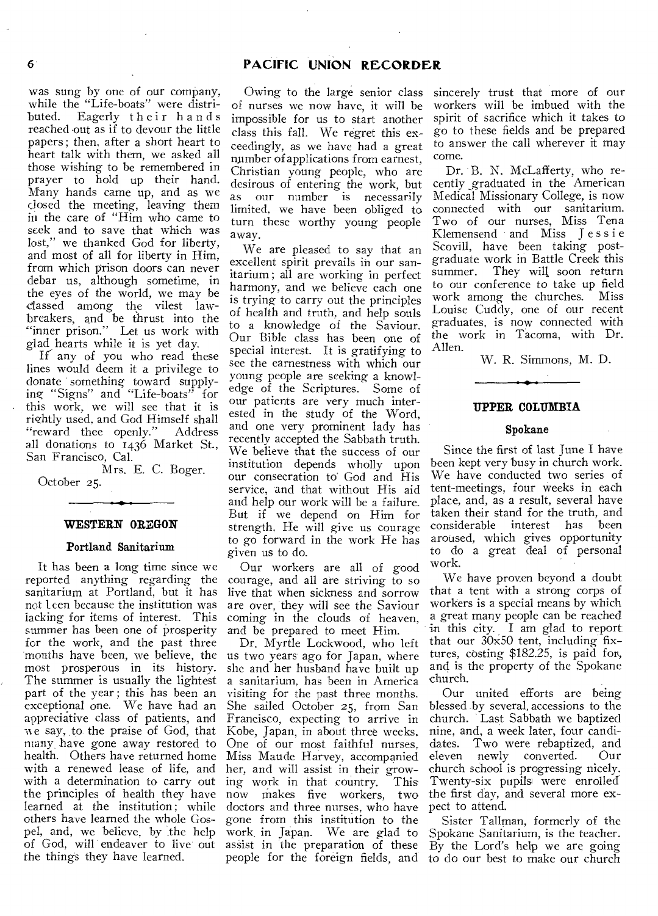was sung by one of our company, while the "Life-boats" were distributed. Eagerly their hands reached out as if to devour the little papers; then, after a short heart to heart talk with them, we asked all those wishing to be remembered in prayer to hold up their hand. Many hands came up, and as we closed the meeting, leaving them in the care of "Him who came to seek and to save that which was lost," we thanked God for liberty, and most of all for liberty in Him, from which prison doors can never debar us, although sometime, in the eyes of the world, we may be classed among the vilest lawbreakers, and be thrust into the "inner prison." Let us work with glad hearts while it is yet day.

If any of you who read these lines would deem it a privilege to donate something toward supplying "Signs" and "Life-boats" for this work, we will see that it is rightly used, and God Himself shall "reward thee openly." Address all donations to 1436 Market St., San Francisco, Cal.

Mrs. E. C. Boger.

October 25.

## WESTERN OREGON

### Portland Sanitarium

It has been a long time since we reported anything regarding the sanitarium at Portland, but it has not been because the institution was lacking for items of interest. This summer has been one of prosperity for the work, and the past three months have been, we believe, the most prosperous in its history. The summer is usually the lightest part of the year; this has been an exceptional one. We have had an appreciative class of patients, and we say, to the praise of God, that many have gone away restored to health. Others have returned home with a renewed lease of life, and with a determination to carry out the principles of health they have learned at the institution; while others have learned the whole Gospel, and, we believe, by the help of God, will endeavor to live out the things they have learned.

Owing to the large senior class of nurses we now have, it will be impossible for us to start another class this fall. We regret this exceedingly, as we have had a great number of applications from earnest, Christian young people, who are desirous of entering the work, but as our number is necessarily limited, we have been obliged to turn these worthy young people away.

We are pleased to say that an excellent spirit prevails in our sanitarium; all are working in perfect harmony, and we believe each one is trying to carry out the principles of health and truth, and help souls to a knowledge of the Saviour. Our Bible class has been one of special interest. It is gratifying to see the earnestness with which our young people are seeking a knowledge of the Scriptures. Some of our patients are very much interested in the study of the Word, and one very prominent lady has recently accepted the Sabbath truth. We believe that the success of our institution depends wholly upon our consecration to God and His service, and that without His aid and help our work will be a failure. But if we depend on Him for strength, He will give us courage to go forward in the work He has given us to do.

Our workers are all of good courage, and all are striving to so live that when sickness and sorrow are over, they will see the Saviour coming in the clouds of heaven, and be prepared to meet Him.

Dr. Myrtle Lockwood, who left us two years ago for Japan, where she and her husband have built up a sanitarium, has been in America visiting for the past three months. She sailed October 25, from San Francisco, expecting to arrive in Kobe, Japan, in about three weeks. One of our most faithful nurses, Miss Maude Harvey, accompanied her, and will assist in their growing work in that country. This now makes five workers, two doctors and three nurses, who have gone from this institution to the work in Japan. We are glad to assist in the preparation of these people for the foreign fields, and sincerely trust that more of our workers will be imbued with the spirit of sacrifice which it takes to go to these fields and be prepared to answer the call wherever it may come.

Dr. B. N. McLafferty, who recently graduated in the American Medical Missionary College, is now connected with our sanitarium. Two of our nurses, Miss Tena Klemensend and Miss Jessie Scovill, have been taking postgraduate work in Battle Creek this summer. They will soon return to our conference to take up field work among the churches. Miss Louise Cuddy, one of our recent graduates, is now connected with the work in Tacoma, with Dr. Allen.

W. R. Simmons, M. D.

## UPPER COLUMBIA

### Spokane

Since the first of last June I have been kept very busy in church work. We have conducted two series of tent-meetings, four weeks in each place, and, as a result, several have taken their stand for the truth, and considerable interest has been aroused, which gives opportunity to do a great deal of personal work.

We have proven beyond a doubt that a tent with a strong corps of workers is a special means by which a great many people can be reached in this city. I am glad to report that our 30x50 tent, including fixtures, costing $182.25, is paid for, and is the property of the Spokane church.

Our united efforts are being blessed by several accessions to the church. Last Sabbath we baptized nine, and, a week later, four candidates. Two were rebaptized, and eleven newly converted. Our church school is progressing nicely. Twenty-six pupils were enrolled the first day, and several more expect to attend.

Sister Tallman, formerly of the Spokane Sanitarium, is the teacher. By the Lord's help we are going to do our best to make our church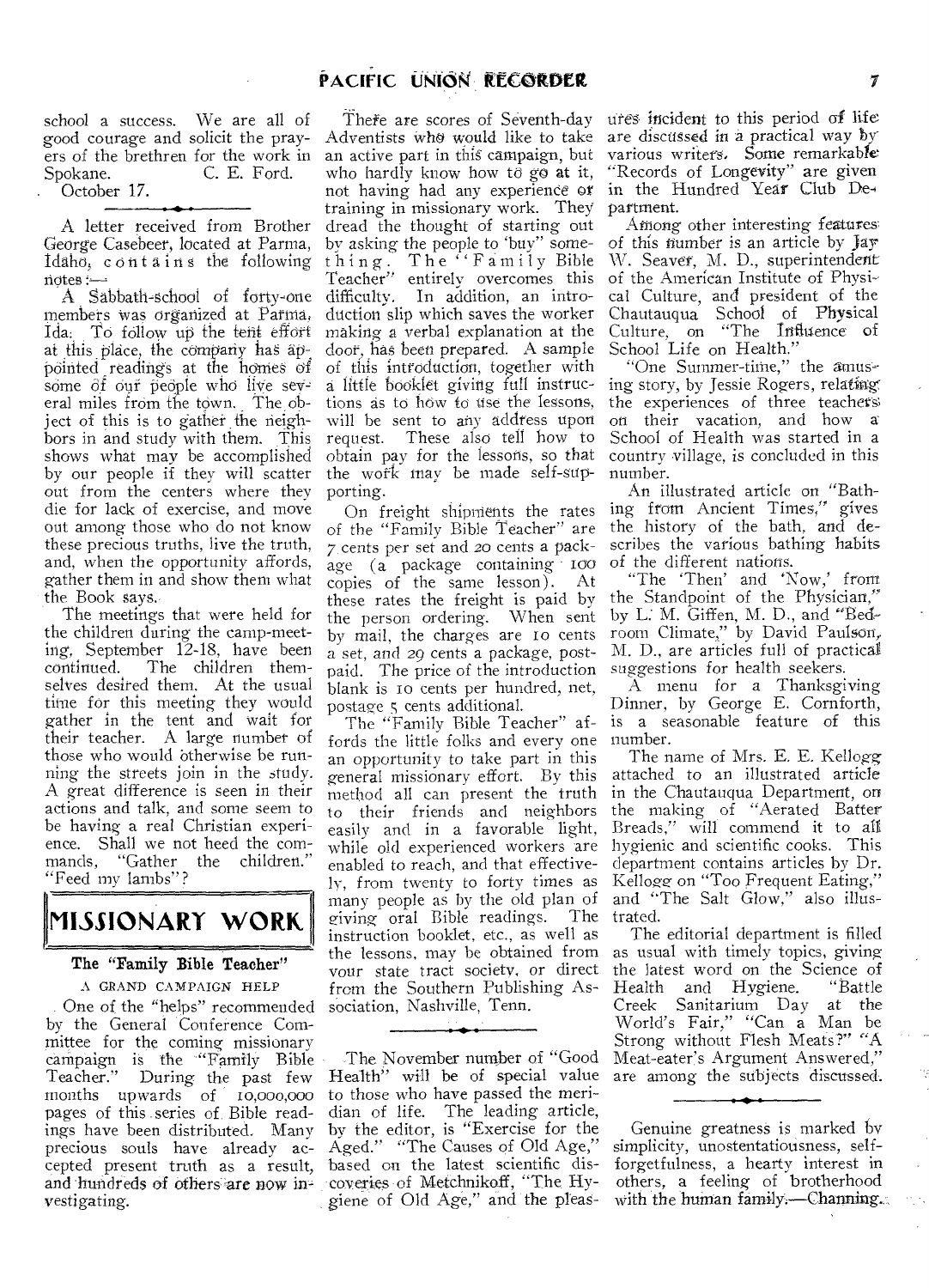school a success. We are all of good courage and solicit the prayers of the brethren for the work in Spokane. C. E. Ford.

October 17.

---

A letter received from Brother George Casebeer, located at Parma, Idaho, contains the following notes:—

A Sabbath-school of forty-one members was organized at Parma, Ida. To follow up the tent effort at this place, the company has appointed readings at the homes of some of our people who live several miles from the town. The object of this is to gather the neighbors in and study with them. This shows what may be accomplished by our people if they will scatter out from the centers where they die for lack of exercise, and move out among those who do not know these precious truths, live the truth, and, when the opportunity affords, gather them in and show them what the Book says.

The meetings that were held for the children during the camp-meeting, September 12-18, have been continued. The children themselves desired them. At the usual time for this meeting they would gather in the tent and wait for their teacher. A large number of those who would otherwise be running the streets join in the study. A great difference is seen in their actions and talk, and some seem to be having a real Christian experience. Shall we not heed the commands, "Gather the children." "Feed my lambs"?

# MISSIONARY WORK

## The "Family Bible Teacher"

A GRAND CAMPAIGN HELP

One of the "helps" recommended by the General Conference Committee for the coming missionary campaign is the "Family Bible Teacher." During the past few months upwards of 10,000,000 pages of this series of Bible readings have been distributed. Many precious souls have already accepted present truth as a result, and hundreds of others are now investigating.

There are scores of Seventh-day Adventists who would like to take an active part in this campaign, but who hardly know how to go at it, not having had any experience or training in missionary work. They dread the thought of starting out by asking the people to 'buy" something. The "Family Bible Teacher" entirely overcomes this difficulty. In addition, an introduction slip which saves the worker making a verbal explanation at the door, has been prepared. A sample of this introduction, together with a little booklet giving full instructions as to how to use the lessons, will be sent to any address upon request. These also tell how to obtain pay for the lessons, so that the work may be made self-supporting.

On freight shipments the rates of the "Family Bible Teacher" are 7 cents per set and 20 cents a package (a package containing 100 copies of the same lesson). At these rates the freight is paid by the person ordering. When sent by mail, the charges are 10 cents a set, and 29 cents a package, postpaid. The price of the introduction blank is 10 cents per hundred, net, postage 5 cents additional.

The "Family Bible Teacher" affords the little folks and every one an opportunity to take part in this general missionary effort. By this method all can present the truth to their friends and neighbors easily and in a favorable light, while old experienced workers are enabled to reach, and that effectively, from twenty to forty times as many people as by the old plan of giving oral Bible readings. The instruction booklet, etc., as well as the lessons, may be obtained from your state tract society, or direct from the Southern Publishing Association, Nashville, Tenn.

---

The November number of "Good Health" will be of special value to those who have passed the meridian of life. The leading article, by the editor, is "Exercise for the Aged." "The Causes of Old Age," based on the latest scientific discoveries of Metchnikoff, "The Hygiene of Old Age," and the pleasures incident to this period of life are discussed in a practical way by various writers. Some remarkable "Records of Longevity" are given in the Hundred Year Club Department.

Among other interesting features of this number is an article by Jay W. Seaver, M. D., superintendent of the American Institute of Physical Culture, and president of the Chautauqua School of Physical Culture, on "The Influence of School Life on Health."

"One Summer-time," the amusing story, by Jessie Rogers, relating the experiences of three teachers on their vacation, and how a School of Health was started in a country village, is concluded in this number.

An illustrated article on "Bathing from Ancient Times," gives the history of the bath, and describes the various bathing habits of the different nations.

"The 'Then' and 'Now,' from the Standpoint of the Physician," by L. M. Giffen, M. D., and "Bedroom Climate," by David Paulson, M. D., are articles full of practical suggestions for health seekers.

A menu for a Thanksgiving Dinner, by George E. Cornforth, is a seasonable feature of this number.

The name of Mrs. E. E. Kellogg attached to an illustrated article in the Chautauqua Department, on the making of "Aerated Batter Breads," will commend it to all hygienic and scientific cooks. This department contains articles by Dr. Kellogg on "Too Frequent Eating," and "The Salt Glow," also illustrated.

The editorial department is filled as usual with timely topics, giving the latest word on the Science of Health and Hygiene. "Battle Creek Sanitarium Day at the World's Fair," "Can a Man be Strong without Flesh Meats?" "A Meat-eater's Argument Answered," are among the subjects discussed.

---

Genuine greatness is marked by simplicity, unostentatiousness, self-forgetfulness, a hearty interest in others, a feeling of brotherhood with the human family.—Channing.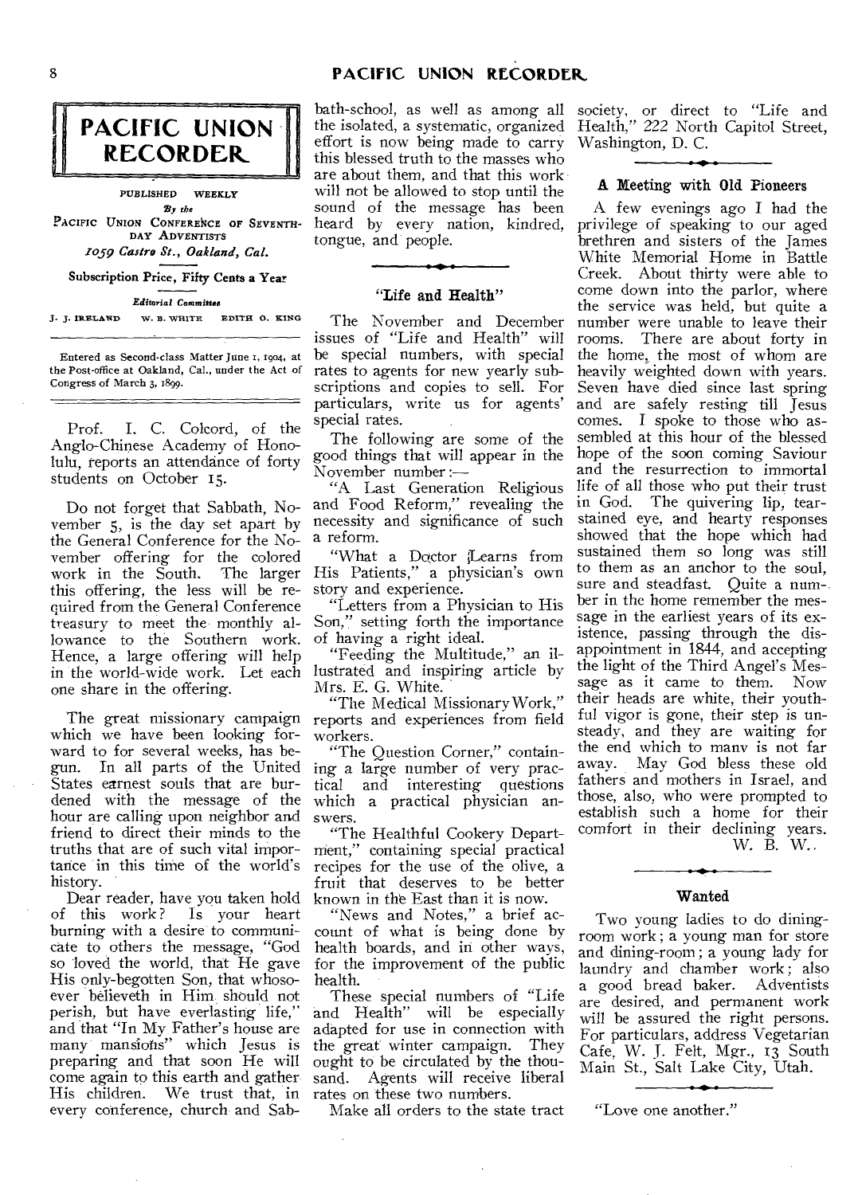# PACIFIC UNION RECORDER

PUBLISHED WEEKLY
*By the*
PACIFIC UNION CONFERENCE OF SEVENTH-DAY ADVENTISTS
*1059 Castro St., Oakland, Cal.*

**Subscription Price, Fifty Cents a Year**

*Editorial Committee*
J. J. IRELAND W. B. WHITE EDITH O. KING

Entered as Second-class Matter June 1, 1904, at the Post-office at Oakland, Cal., under the Act of Congress of March 3, 1899.

Prof. I. C. Colcord, of the Anglo-Chinese Academy of Honolulu, reports an attendance of forty students on October 15.

Do not forget that Sabbath, November 5, is the day set apart by the General Conference for the November offering for the colored work in the South. The larger this offering, the less will be required from the General Conference treasury to meet the monthly allowance to the Southern work. Hence, a large offering will help in the world-wide work. Let each one share in the offering.

The great missionary campaign which we have been looking forward to for several weeks, has begun. In all parts of the United States earnest souls that are burdened with the message of the hour are calling upon neighbor and friend to direct their minds to the truths that are of such vital importance in this time of the world's history.

Dear reader, have you taken hold of this work? Is your heart burning with a desire to communicate to others the message, "God so loved the world, that He gave His only-begotten Son, that whosoever believeth in Him should not perish, but have everlasting life," and that "In My Father's house are many mansions" which Jesus is preparing and that soon He will come again to this earth and gather His children. We trust that, in every conference, church and Sabbath-school, as well as among all the isolated, a systematic, organized effort is now being made to carry this blessed truth to the masses who are about them, and that this work will not be allowed to stop until the sound of the message has been heard by every nation, kindred, tongue, and people.

### "Life and Health"

The November and December issues of "Life and Health" will be special numbers, with special rates to agents for new yearly subscriptions and copies to sell. For particulars, write us for agents' special rates.

The following are some of the good things that will appear in the November number:—

"A Last Generation Religious and Food Reform," revealing the necessity and significance of such a reform.

"What a Doctor Learns from His Patients," a physician's own story and experience.

"Letters from a Physician to His Son," setting forth the importance of having a right ideal.

"Feeding the Multitude," an illustrated and inspiring article by Mrs. E. G. White.

"The Medical Missionary Work," reports and experiences from field workers.

"The Question Corner," containing a large number of very practical and interesting questions which a practical physician answers.

"The Healthful Cookery Department," containing special practical recipes for the use of the olive, a fruit that deserves to be better known in the East than it is now.

"News and Notes," a brief account of what is being done by health boards, and in other ways, for the improvement of the public health.

These special numbers of "Life and Health" will be especially adapted for use in connection with the great winter campaign. They ought to be circulated by the thousand. Agents will receive liberal rates on these two numbers.

Make all orders to the state tract society, or direct to "Life and Health," 222 North Capitol Street, Washington, D. C.

### A Meeting with Old Pioneers

A few evenings ago I had the privilege of speaking to our aged brethren and sisters of the James White Memorial Home in Battle Creek. About thirty were able to come down into the parlor, where the service was held, but quite a number were unable to leave their rooms. There are about forty in the home, the most of whom are heavily weighted down with years. Seven have died since last spring and are safely resting till Jesus comes. I spoke to those who assembled at this hour of the blessed hope of the soon coming Saviour and the resurrection to immortal life of all those who put their trust in God. The quivering lip, tear-stained eye, and hearty responses showed that the hope which had sustained them so long was still to them as an anchor to the soul, sure and steadfast. Quite a number in the home remember the message in the earliest years of its existence, passing through the disappointment in 1844, and accepting the light of the Third Angel's Message as it came to them. Now their heads are white, their youthful vigor is gone, their step is unsteady, and they are waiting for the end which to many is not far away. May God bless these old fathers and mothers in Israel, and those, also, who were prompted to establish such a home for their comfort in their declining years.

W. B. W.

### Wanted

Two young ladies to do dining-room work; a young man for store and dining-room; a young lady for laundry and chamber work; also a good bread baker. Adventists are desired, and permanent work will be assured the right persons. For particulars, address Vegetarian Cafe, W. J. Felt, Mgr., 13 South Main St., Salt Lake City, Utah.

"Love one another."